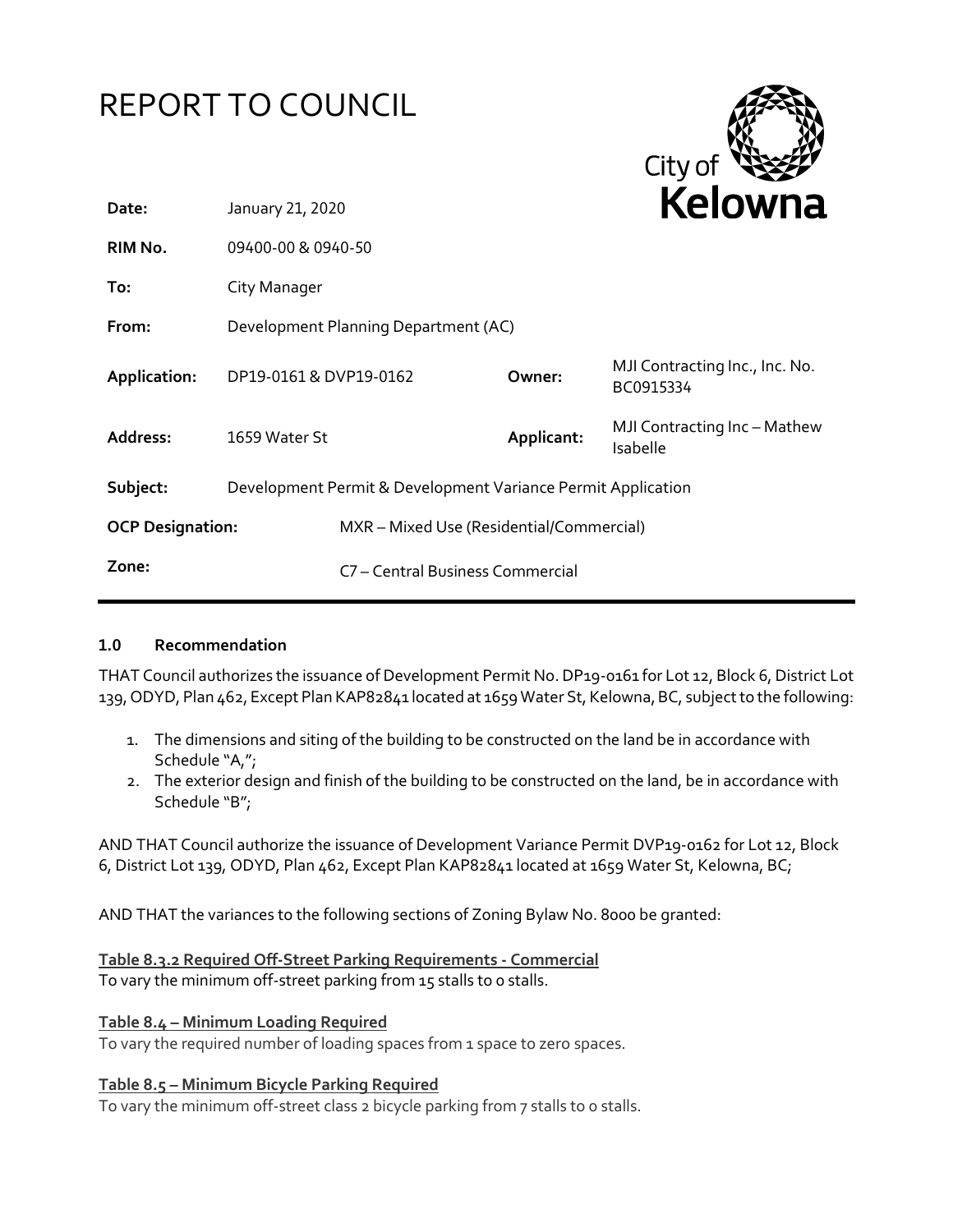# REPORT TO COUNCIL

City of Kelowna

| | | | |
|---|---|---|---|
| **Date:** | January 21, 2020 | | |
| **RIM No.** | 09400-00 & 0940-50 | | |
| **To:** | City Manager | | |
| **From:** | Development Planning Department (AC) | | |
| **Application:** | DP19-0161 & DVP19-0162 | **Owner:** | MJI Contracting Inc., Inc. No. BC0915334 |
| **Address:** | 1659 Water St | **Applicant:** | MJI Contracting Inc – Mathew Isabelle |
| **Subject:** | Development Permit & Development Variance Permit Application | | |
| **OCP Designation:** | MXR – Mixed Use (Residential/Commercial) | | |
| **Zone:** | C7 – Central Business Commercial | | |

## 1.0 Recommendation

THAT Council authorizes the issuance of Development Permit No. DP19-0161 for Lot 12, Block 6, District Lot 139, ODYD, Plan 462, Except Plan KAP82841 located at 1659 Water St, Kelowna, BC, subject to the following:

1. The dimensions and siting of the building to be constructed on the land be in accordance with Schedule "A,";
2. The exterior design and finish of the building to be constructed on the land, be in accordance with Schedule "B";

AND THAT Council authorize the issuance of Development Variance Permit DVP19-0162 for Lot 12, Block 6, District Lot 139, ODYD, Plan 462, Except Plan KAP82841 located at 1659 Water St, Kelowna, BC;

AND THAT the variances to the following sections of Zoning Bylaw No. 8000 be granted:

**Table 8.3.2 Required Off-Street Parking Requirements - Commercial**
To vary the minimum off-street parking from 15 stalls to 0 stalls.

**Table 8.4 – Minimum Loading Required**
To vary the required number of loading spaces from 1 space to zero spaces.

**Table 8.5 – Minimum Bicycle Parking Required**
To vary the minimum off-street class 2 bicycle parking from 7 stalls to 0 stalls.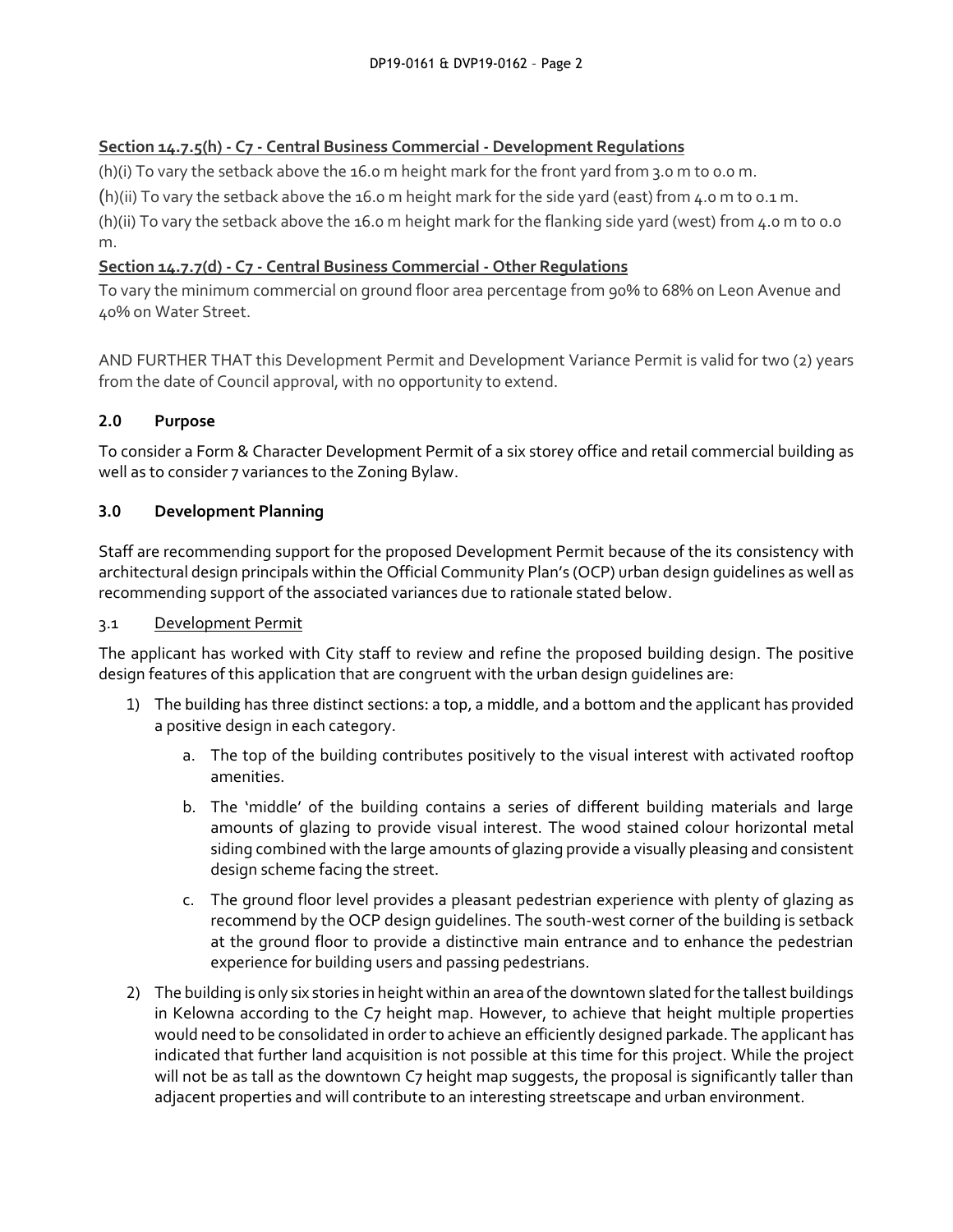**Section 14.7.5(h) - C7 - Central Business Commercial - Development Regulations**

(h)(i) To vary the setback above the 16.0 m height mark for the front yard from 3.0 m to 0.0 m.

(h)(ii) To vary the setback above the 16.0 m height mark for the side yard (east) from 4.0 m to 0.1 m.

(h)(ii) To vary the setback above the 16.0 m height mark for the flanking side yard (west) from 4.0 m to 0.0 m.

**Section 14.7.7(d) - C7 - Central Business Commercial - Other Regulations**

To vary the minimum commercial on ground floor area percentage from 90% to 68% on Leon Avenue and 40% on Water Street.

AND FURTHER THAT this Development Permit and Development Variance Permit is valid for two (2) years from the date of Council approval, with no opportunity to extend.

## 2.0 Purpose

To consider a Form & Character Development Permit of a six storey office and retail commercial building as well as to consider 7 variances to the Zoning Bylaw.

## 3.0 Development Planning

Staff are recommending support for the proposed Development Permit because of the its consistency with architectural design principals within the Official Community Plan's (OCP) urban design guidelines as well as recommending support of the associated variances due to rationale stated below.

### 3.1 Development Permit

The applicant has worked with City staff to review and refine the proposed building design. The positive design features of this application that are congruent with the urban design guidelines are:

1) The building has three distinct sections: a top, a middle, and a bottom and the applicant has provided a positive design in each category.
    a. The top of the building contributes positively to the visual interest with activated rooftop amenities.
    b. The 'middle' of the building contains a series of different building materials and large amounts of glazing to provide visual interest. The wood stained colour horizontal metal siding combined with the large amounts of glazing provide a visually pleasing and consistent design scheme facing the street.
    c. The ground floor level provides a pleasant pedestrian experience with plenty of glazing as recommend by the OCP design guidelines. The south-west corner of the building is setback at the ground floor to provide a distinctive main entrance and to enhance the pedestrian experience for building users and passing pedestrians.
2) The building is only six stories in height within an area of the downtown slated for the tallest buildings in Kelowna according to the C7 height map. However, to achieve that height multiple properties would need to be consolidated in order to achieve an efficiently designed parkade. The applicant has indicated that further land acquisition is not possible at this time for this project. While the project will not be as tall as the downtown C7 height map suggests, the proposal is significantly taller than adjacent properties and will contribute to an interesting streetscape and urban environment.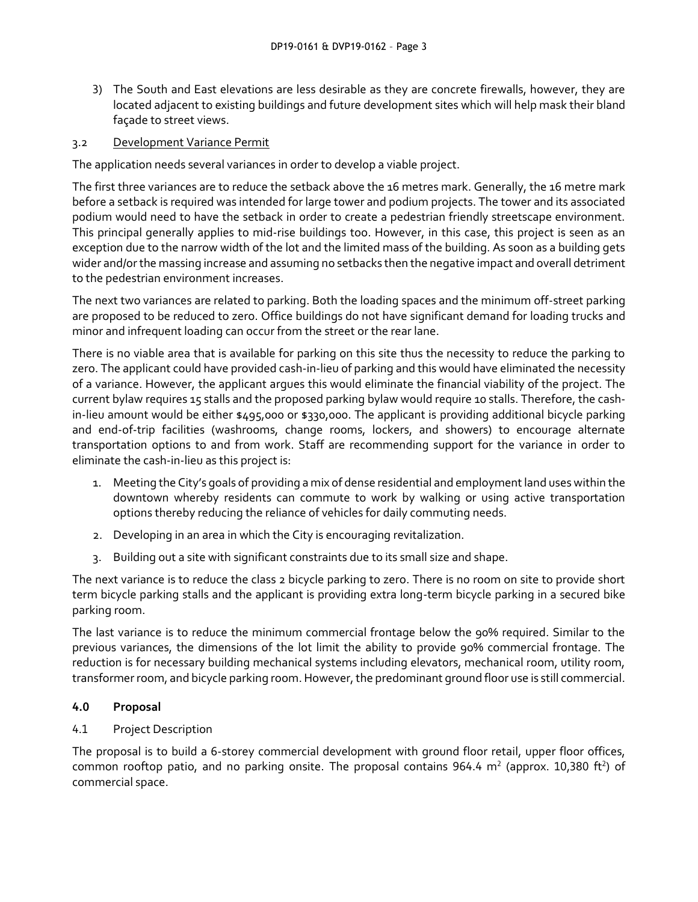3) The South and East elevations are less desirable as they are concrete firewalls, however, they are located adjacent to existing buildings and future development sites which will help mask their bland façade to street views.

### 3.2 Development Variance Permit

The application needs several variances in order to develop a viable project.

The first three variances are to reduce the setback above the 16 metres mark. Generally, the 16 metre mark before a setback is required was intended for large tower and podium projects. The tower and its associated podium would need to have the setback in order to create a pedestrian friendly streetscape environment. This principal generally applies to mid-rise buildings too. However, in this case, this project is seen as an exception due to the narrow width of the lot and the limited mass of the building. As soon as a building gets wider and/or the massing increase and assuming no setbacks then the negative impact and overall detriment to the pedestrian environment increases.

The next two variances are related to parking. Both the loading spaces and the minimum off-street parking are proposed to be reduced to zero. Office buildings do not have significant demand for loading trucks and minor and infrequent loading can occur from the street or the rear lane.

There is no viable area that is available for parking on this site thus the necessity to reduce the parking to zero. The applicant could have provided cash-in-lieu of parking and this would have eliminated the necessity of a variance. However, the applicant argues this would eliminate the financial viability of the project. The current bylaw requires 15 stalls and the proposed parking bylaw would require 10 stalls. Therefore, the cash-in-lieu amount would be either $495,000 or $330,000. The applicant is providing additional bicycle parking and end-of-trip facilities (washrooms, change rooms, lockers, and showers) to encourage alternate transportation options to and from work. Staff are recommending support for the variance in order to eliminate the cash-in-lieu as this project is:

1. Meeting the City's goals of providing a mix of dense residential and employment land uses within the downtown whereby residents can commute to work by walking or using active transportation options thereby reducing the reliance of vehicles for daily commuting needs.
2. Developing in an area in which the City is encouraging revitalization.
3. Building out a site with significant constraints due to its small size and shape.

The next variance is to reduce the class 2 bicycle parking to zero. There is no room on site to provide short term bicycle parking stalls and the applicant is providing extra long-term bicycle parking in a secured bike parking room.

The last variance is to reduce the minimum commercial frontage below the 90% required. Similar to the previous variances, the dimensions of the lot limit the ability to provide 90% commercial frontage. The reduction is for necessary building mechanical systems including elevators, mechanical room, utility room, transformer room, and bicycle parking room. However, the predominant ground floor use is still commercial.

## 4.0 Proposal

### 4.1 Project Description

The proposal is to build a 6-storey commercial development with ground floor retail, upper floor offices, common rooftop patio, and no parking onsite. The proposal contains 964.4 $m^2$ (approx. 10,380 $ft^2$) of commercial space.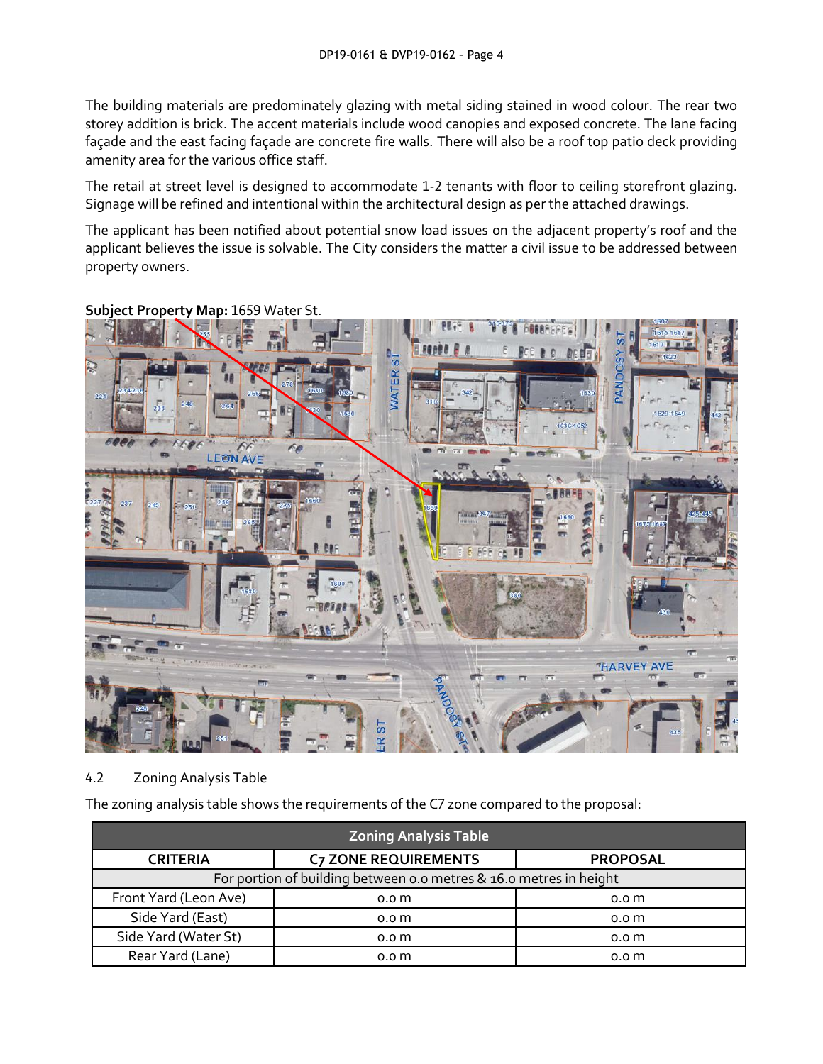The building materials are predominately glazing with metal siding stained in wood colour. The rear two storey addition is brick. The accent materials include wood canopies and exposed concrete. The lane facing façade and the east facing façade are concrete fire walls. There will also be a roof top patio deck providing amenity area for the various office staff.

The retail at street level is designed to accommodate 1-2 tenants with floor to ceiling storefront glazing. Signage will be refined and intentional within the architectural design as per the attached drawings.

The applicant has been notified about potential snow load issues on the adjacent property's roof and the applicant believes the issue is solvable. The City considers the matter a civil issue to be addressed between property owners.

**Subject Property Map:** 1659 Water St.

4.2 Zoning Analysis Table

The zoning analysis table shows the requirements of the C7 zone compared to the proposal:

| Zoning Analysis Table | | |
|---|---|---|
| **CRITERIA** | **C7 ZONE REQUIREMENTS** | **PROPOSAL** |
| For portion of building between 0.0 metres & 16.0 metres in height | | |
| Front Yard (Leon Ave) | 0.0 m | 0.0 m |
| Side Yard (East) | 0.0 m | 0.0 m |
| Side Yard (Water St) | 0.0 m | 0.0 m |
| Rear Yard (Lane) | 0.0 m | 0.0 m |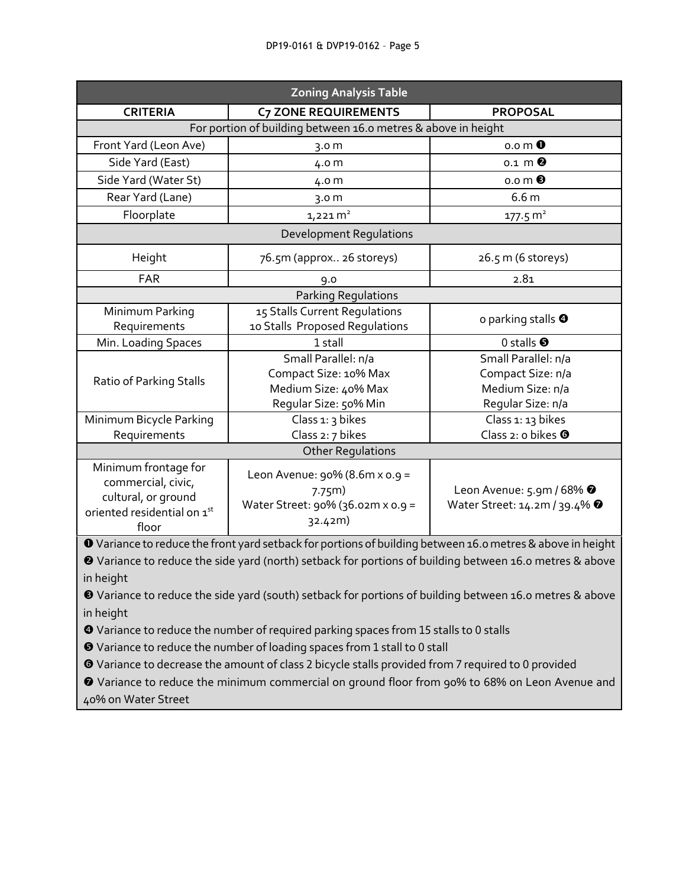| Zoning Analysis Table | | |
|---|---|---|
| **CRITERIA** | **C7 ZONE REQUIREMENTS** | **PROPOSAL** |
| For portion of building between 16.0 metres & above in height | | |
| Front Yard (Leon Ave) | 3.0 m | 0.0 m ❶ |
| Side Yard (East) | 4.0 m | 0.1 m ❷ |
| Side Yard (Water St) | 4.0 m | 0.0 m ❸ |
| Rear Yard (Lane) | 3.0 m | 6.6 m |
| Floorplate | 1,221 m² | 177.5 m² |
| Development Regulations | | |
| Height | 76.5m (approx.. 26 storeys) | 26.5 m (6 storeys) |
| FAR | 9.0 | 2.81 |
| Parking Regulations | | |
| Minimum Parking Requirements | 15 Stalls Current Regulations<br>10 Stalls Proposed Regulations | 0 parking stalls ❹ |
| Min. Loading Spaces | 1 stall | 0 stalls ❺ |
| Ratio of Parking Stalls | Small Parallel: n/a<br>Compact Size: 10% Max<br>Medium Size: 40% Max<br>Regular Size: 50% Min | Small Parallel: n/a<br>Compact Size: n/a<br>Medium Size: n/a<br>Regular Size: n/a |
| Minimum Bicycle Parking Requirements | Class 1: 3 bikes<br>Class 2: 7 bikes | Class 1: 13 bikes<br>Class 2: 0 bikes ❻ |
| Other Regulations | | |
| Minimum frontage for commercial, civic, cultural, or ground oriented residential on 1st floor | Leon Avenue: 90% (8.6m x 0.9 = 7.75m)<br>Water Street: 90% (36.02m x 0.9 = 32.42m) | Leon Avenue: 5.9m / 68% ❼<br>Water Street: 14.2m / 39.4% ❼ |

❶ Variance to reduce the front yard setback for portions of building between 16.0 metres & above in height

❷ Variance to reduce the side yard (north) setback for portions of building between 16.0 metres & above in height

❸ Variance to reduce the side yard (south) setback for portions of building between 16.0 metres & above in height

❹ Variance to reduce the number of required parking spaces from 15 stalls to 0 stalls

❺ Variance to reduce the number of loading spaces from 1 stall to 0 stall

❻ Variance to decrease the amount of class 2 bicycle stalls provided from 7 required to 0 provided

❼ Variance to reduce the minimum commercial on ground floor from 90% to 68% on Leon Avenue and 40% on Water Street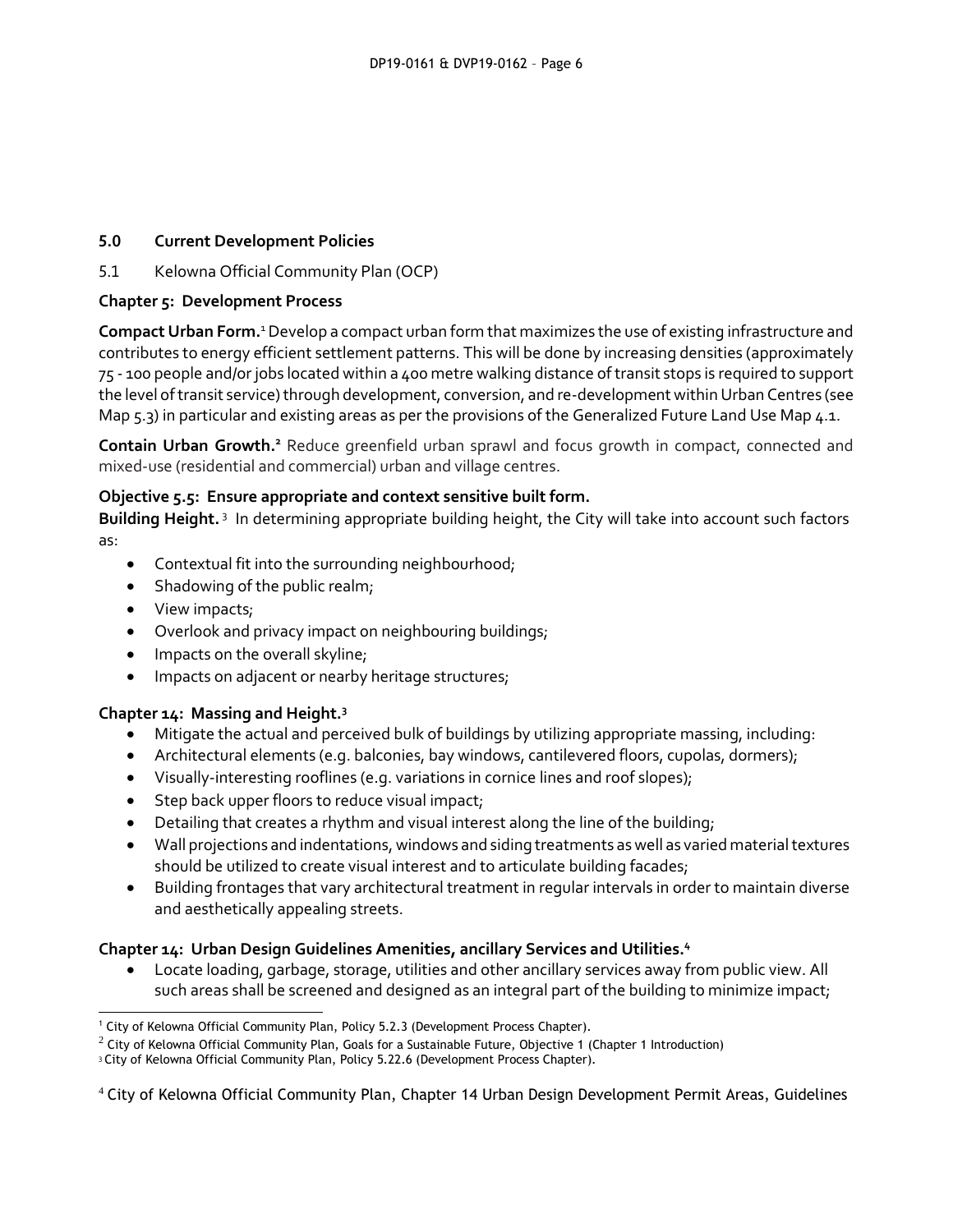### 5.0 Current Development Policies

5.1 Kelowna Official Community Plan (OCP)

**Chapter 5: Development Process**

**Compact Urban Form.**[1] Develop a compact urban form that maximizes the use of existing infrastructure and contributes to energy efficient settlement patterns. This will be done by increasing densities (approximately 75 - 100 people and/or jobs located within a 400 metre walking distance of transit stops is required to support the level of transit service) through development, conversion, and re-development within Urban Centres (see Map 5.3) in particular and existing areas as per the provisions of the Generalized Future Land Use Map 4.1.

**Contain Urban Growth.**[2] Reduce greenfield urban sprawl and focus growth in compact, connected and mixed-use (residential and commercial) urban and village centres.

**Objective 5.5: Ensure appropriate and context sensitive built form.**
**Building Height.**[3] In determining appropriate building height, the City will take into account such factors as:

- Contextual fit into the surrounding neighbourhood;
- Shadowing of the public realm;
- View impacts;
- Overlook and privacy impact on neighbouring buildings;
- Impacts on the overall skyline;
- Impacts on adjacent or nearby heritage structures;

**Chapter 14: Massing and Height.**[3]

- Mitigate the actual and perceived bulk of buildings by utilizing appropriate massing, including:
- Architectural elements (e.g. balconies, bay windows, cantilevered floors, cupolas, dormers);
- Visually-interesting rooflines (e.g. variations in cornice lines and roof slopes);
- Step back upper floors to reduce visual impact;
- Detailing that creates a rhythm and visual interest along the line of the building;
- Wall projections and indentations, windows and siding treatments as well as varied material textures should be utilized to create visual interest and to articulate building facades;
- Building frontages that vary architectural treatment in regular intervals in order to maintain diverse and aesthetically appealing streets.

**Chapter 14: Urban Design Guidelines Amenities, ancillary Services and Utilities.**[4]

- Locate loading, garbage, storage, utilities and other ancillary services away from public view. All such areas shall be screened and designed as an integral part of the building to minimize impact;

[1] City of Kelowna Official Community Plan, Policy 5.2.3 (Development Process Chapter).

[2] City of Kelowna Official Community Plan, Goals for a Sustainable Future, Objective 1 (Chapter 1 Introduction)

[3] City of Kelowna Official Community Plan, Policy 5.22.6 (Development Process Chapter).

[4] City of Kelowna Official Community Plan, Chapter 14 Urban Design Development Permit Areas, Guidelines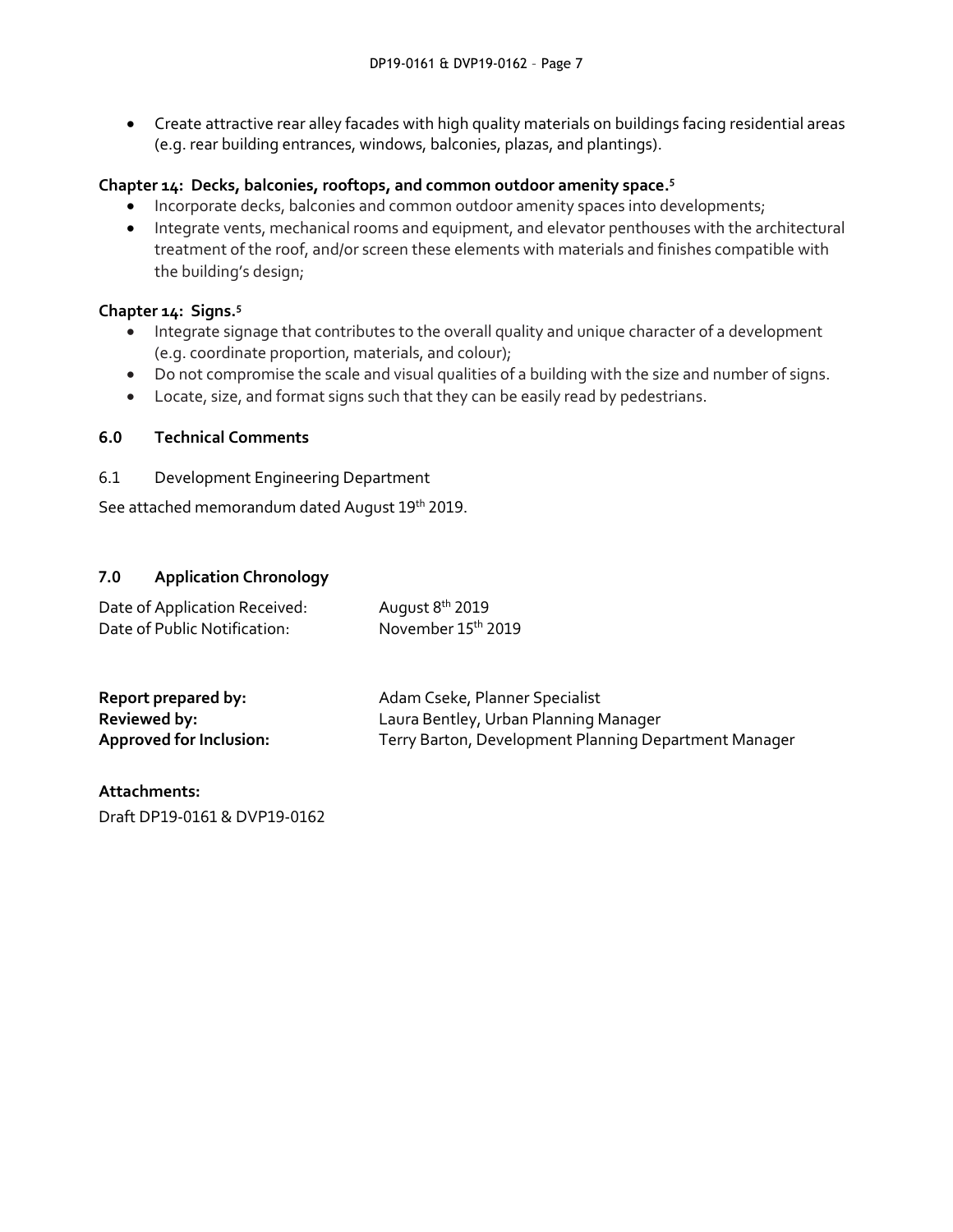- Create attractive rear alley facades with high quality materials on buildings facing residential areas (e.g. rear building entrances, windows, balconies, plazas, and plantings).

**Chapter 14: Decks, balconies, rooftops, and common outdoor amenity space.[5]**

- Incorporate decks, balconies and common outdoor amenity spaces into developments;
- Integrate vents, mechanical rooms and equipment, and elevator penthouses with the architectural treatment of the roof, and/or screen these elements with materials and finishes compatible with the building's design;

**Chapter 14: Signs.[5]**

- Integrate signage that contributes to the overall quality and unique character of a development (e.g. coordinate proportion, materials, and colour);
- Do not compromise the scale and visual qualities of a building with the size and number of signs.
- Locate, size, and format signs such that they can be easily read by pedestrians.

## 6.0 Technical Comments

6.1 Development Engineering Department

See attached memorandum dated August 19th 2019.

## 7.0 Application Chronology

Date of Application Received: August 8th 2019
Date of Public Notification: November 15th 2019

**Report prepared by:** Adam Cseke, Planner Specialist
**Reviewed by:** Laura Bentley, Urban Planning Manager
**Approved for Inclusion:** Terry Barton, Development Planning Department Manager

**Attachments:**

Draft DP19-0161 & DVP19-0162